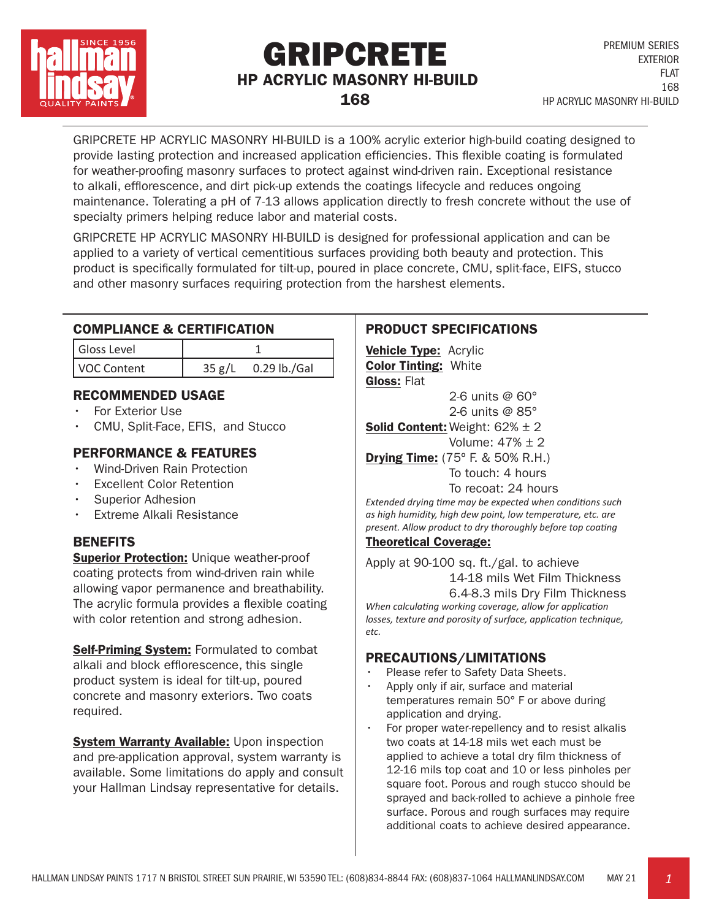# GRIPCRETE

## HP ACRYLIC MASONRY HI-BUILD

## 168

PREMIUM SERIES
EXTERIOR
FLAT
168
HP ACRYLIC MASONRY HI-BUILD

GRIPCRETE HP ACRYLIC MASONRY HI-BUILD is a 100% acrylic exterior high-build coating designed to provide lasting protection and increased application efficiencies. This flexible coating is formulated for weather-proofing masonry surfaces to protect against wind-driven rain. Exceptional resistance to alkali, efflorescence, and dirt pick-up extends the coatings lifecycle and reduces ongoing maintenance. Tolerating a pH of 7-13 allows application directly to fresh concrete without the use of specialty primers helping reduce labor and material costs.

GRIPCRETE HP ACRYLIC MASONRY HI-BUILD is designed for professional application and can be applied to a variety of vertical cementitious surfaces providing both beauty and protection. This product is specifically formulated for tilt-up, poured in place concrete, CMU, split-face, EIFS, stucco and other masonry surfaces requiring protection from the harshest elements.

### COMPLIANCE & CERTIFICATION

| Gloss Level | 1 |
|---|---|
| VOC Content | 35 g/L 0.29 lb./Gal |

### RECOMMENDED USAGE

- For Exterior Use
- CMU, Split-Face, EFIS, and Stucco

### PERFORMANCE & FEATURES

- Wind-Driven Rain Protection
- Excellent Color Retention
- Superior Adhesion
- Extreme Alkali Resistance

### BENEFITS

**Superior Protection:** Unique weather-proof coating protects from wind-driven rain while allowing vapor permanence and breathability. The acrylic formula provides a flexible coating with color retention and strong adhesion.

**Self-Priming System:** Formulated to combat alkali and block efflorescence, this single product system is ideal for tilt-up, poured concrete and masonry exteriors. Two coats required.

**System Warranty Available:** Upon inspection and pre-application approval, system warranty is available. Some limitations do apply and consult your Hallman Lindsay representative for details.

### PRODUCT SPECIFICATIONS

**Vehicle Type:** Acrylic
**Color Tinting:** White
**Gloss:** Flat
2-6 units @ 60°
2-6 units @ 85°
**Solid Content:** Weight: 62% ± 2
Volume: 47% ± 2
**Drying Time:** (75° F. & 50% R.H.)
To touch: 4 hours
To recoat: 24 hours

*Extended drying time may be expected when conditions such as high humidity, high dew point, low temperature, etc. are present. Allow product to dry thoroughly before top coating*

**Theoretical Coverage:**

Apply at 90-100 sq. ft./gal. to achieve
14-18 mils Wet Film Thickness
6.4-8.3 mils Dry Film Thickness

*When calculating working coverage, allow for application losses, texture and porosity of surface, application technique, etc.*

### PRECAUTIONS/LIMITATIONS

- Please refer to Safety Data Sheets.
- Apply only if air, surface and material temperatures remain 50° F or above during application and drying.
- For proper water-repellency and to resist alkalis two coats at 14-18 mils wet each must be applied to achieve a total dry film thickness of 12-16 mils top coat and 10 or less pinholes per square foot. Porous and rough stucco should be sprayed and back-rolled to achieve a pinhole free surface. Porous and rough surfaces may require additional coats to achieve desired appearance.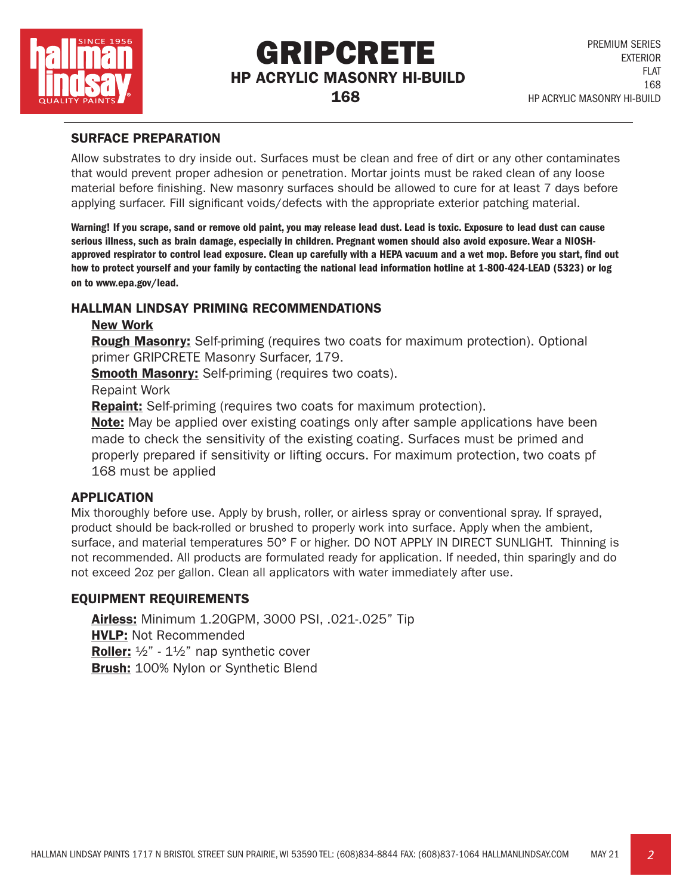# GRIPCRETE

## HP ACRYLIC MASONRY HI-BUILD

## 168

PREMIUM SERIES
EXTERIOR
FLAT
168
HP ACRYLIC MASONRY HI-BUILD

### SURFACE PREPARATION

Allow substrates to dry inside out. Surfaces must be clean and free of dirt or any other contaminates that would prevent proper adhesion or penetration. Mortar joints must be raked clean of any loose material before finishing. New masonry surfaces should be allowed to cure for at least 7 days before applying surfacer. Fill significant voids/defects with the appropriate exterior patching material.

**Warning! If you scrape, sand or remove old paint, you may release lead dust. Lead is toxic. Exposure to lead dust can cause serious illness, such as brain damage, especially in children. Pregnant women should also avoid exposure. Wear a NIOSH-approved respirator to control lead exposure. Clean up carefully with a HEPA vacuum and a wet mop. Before you start, find out how to protect yourself and your family by contacting the national lead information hotline at 1-800-424-LEAD (5323) or log on to www.epa.gov/lead.**

### HALLMAN LINDSAY PRIMING RECOMMENDATIONS

**New Work**

**Rough Masonry:** Self-priming (requires two coats for maximum protection). Optional primer GRIPCRETE Masonry Surfacer, 179.

**Smooth Masonry:** Self-priming (requires two coats).

Repaint Work

**Repaint:** Self-priming (requires two coats for maximum protection).

**Note:** May be applied over existing coatings only after sample applications have been made to check the sensitivity of the existing coating. Surfaces must be primed and properly prepared if sensitivity or lifting occurs. For maximum protection, two coats pf 168 must be applied

### APPLICATION

Mix thoroughly before use. Apply by brush, roller, or airless spray or conventional spray. If sprayed, product should be back-rolled or brushed to properly work into surface. Apply when the ambient, surface, and material temperatures 50° F or higher. DO NOT APPLY IN DIRECT SUNLIGHT. Thinning is not recommended. All products are formulated ready for application. If needed, thin sparingly and do not exceed 2oz per gallon. Clean all applicators with water immediately after use.

### EQUIPMENT REQUIREMENTS

**Airless:** Minimum 1.20GPM, 3000 PSI, .021-.025" Tip

**HVLP:** Not Recommended

**Roller:** ½" - 1½" nap synthetic cover

**Brush:** 100% Nylon or Synthetic Blend

HALLMAN LINDSAY PAINTS 1717 N BRISTOL STREET SUN PRAIRIE, WI 53590 TEL: (608)834-8844 FAX: (608)837-1064 HALLMANLINDSAY.COM MAY 21